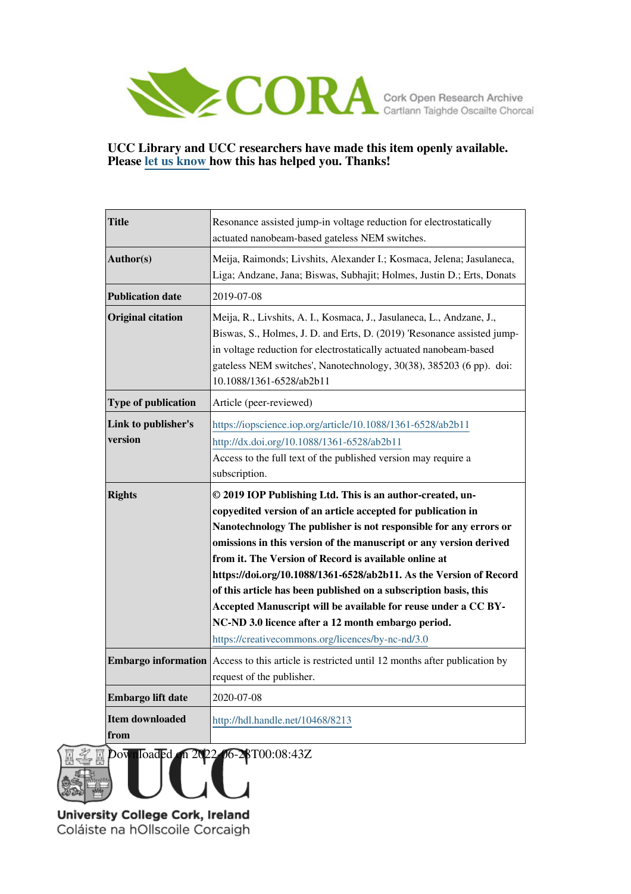**UCC Library and UCC researchers have made this item openly available. Please let us know how this has helped you. Thanks!**

| | |
|---|---|
| **Title** | Resonance assisted jump-in voltage reduction for electrostatically actuated nanobeam-based gateless NEM switches. |
| **Author(s)** | Meija, Raimonds; Livshits, Alexander I.; Kosmaca, Jelena; Jasulaneca, Liga; Andzane, Jana; Biswas, Subhajit; Holmes, Justin D.; Erts, Donats |
| **Publication date** | 2019-07-08 |
| **Original citation** | Meija, R., Livshits, A. I., Kosmaca, J., Jasulaneca, L., Andzane, J., Biswas, S., Holmes, J. D. and Erts, D. (2019) 'Resonance assisted jump-in voltage reduction for electrostatically actuated nanobeam-based gateless NEM switches', Nanotechnology, 30(38), 385203 (6 pp). doi: 10.1088/1361-6528/ab2b11 |
| **Type of publication** | Article (peer-reviewed) |
| **Link to publisher's version** | https://iopscience.iop.org/article/10.1088/1361-6528/ab2b11 http://dx.doi.org/10.1088/1361-6528/ab2b11 Access to the full text of the published version may require a subscription. |
| **Rights** | **© 2019 IOP Publishing Ltd. This is an author-created, un-copyedited version of an article accepted for publication in Nanotechnology The publisher is not responsible for any errors or omissions in this version of the manuscript or any version derived from it. The Version of Record is available online at https://doi.org/10.1088/1361-6528/ab2b11. As the Version of Record of this article has been published on a subscription basis, this Accepted Manuscript will be available for reuse under a CC BY-NC-ND 3.0 licence after a 12 month embargo period.** https://creativecommons.org/licences/by-nc-nd/3.0 |
| **Embargo information** | Access to this article is restricted until 12 months after publication by request of the publisher. |
| **Embargo lift date** | 2020-07-08 |
| **Item downloaded from** | http://hdl.handle.net/10468/8213 |

Downloaded on 2022-06-28T00:08:43Z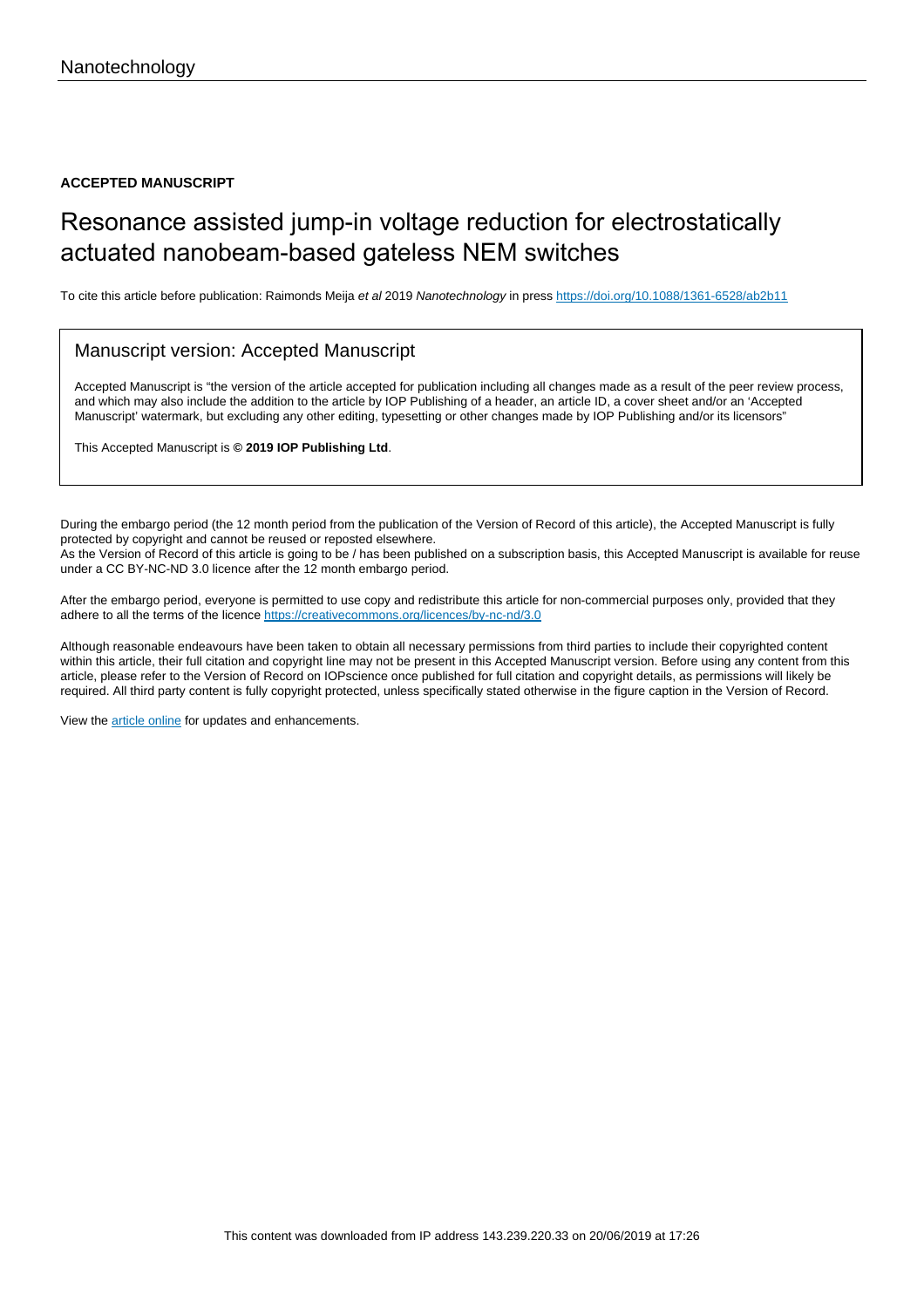Nanotechnology

**ACCEPTED MANUSCRIPT**

# Resonance assisted jump-in voltage reduction for electrostatically actuated nanobeam-based gateless NEM switches

To cite this article before publication: Raimonds Meija *et al* 2019 *Nanotechnology* in press https://doi.org/10.1088/1361-6528/ab2b11

## Manuscript version: Accepted Manuscript

Accepted Manuscript is "the version of the article accepted for publication including all changes made as a result of the peer review process, and which may also include the addition to the article by IOP Publishing of a header, an article ID, a cover sheet and/or an 'Accepted Manuscript' watermark, but excluding any other editing, typesetting or other changes made by IOP Publishing and/or its licensors"

This Accepted Manuscript is **© 2019 IOP Publishing Ltd**.

During the embargo period (the 12 month period from the publication of the Version of Record of this article), the Accepted Manuscript is fully protected by copyright and cannot be reused or reposted elsewhere.
As the Version of Record of this article is going to be / has been published on a subscription basis, this Accepted Manuscript is available for reuse under a CC BY-NC-ND 3.0 licence after the 12 month embargo period.

After the embargo period, everyone is permitted to use copy and redistribute this article for non-commercial purposes only, provided that they adhere to all the terms of the licence https://creativecommons.org/licences/by-nc-nd/3.0

Although reasonable endeavours have been taken to obtain all necessary permissions from third parties to include their copyrighted content within this article, their full citation and copyright line may not be present in this Accepted Manuscript version. Before using any content from this article, please refer to the Version of Record on IOPscience once published for full citation and copyright details, as permissions will likely be required. All third party content is fully copyright protected, unless specifically stated otherwise in the figure caption in the Version of Record.

View the article online for updates and enhancements.

This content was downloaded from IP address 143.239.220.33 on 20/06/2019 at 17:26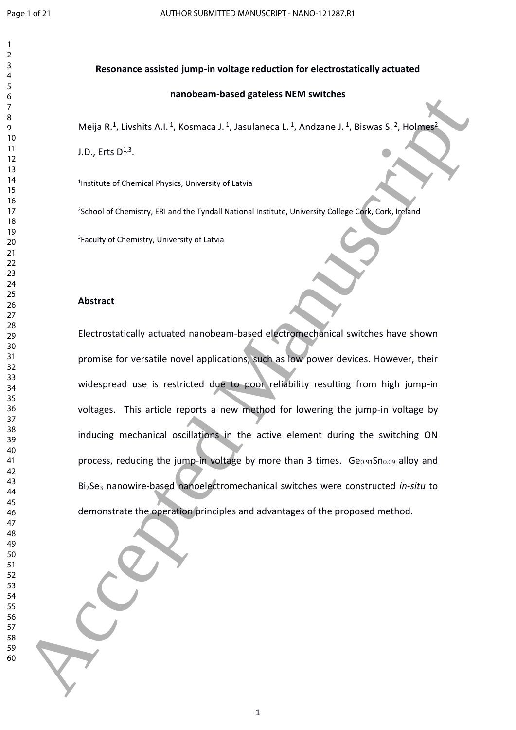# Resonance assisted jump-in voltage reduction for electrostatically actuated nanobeam-based gateless NEM switches

Meija R.[1], Livshits A.I. [1], Kosmaca J. [1], Jasulaneca L. [1], Andzane J. [1], Biswas S. [2], Holmes[2] J.D., Erts D[1,3].

[1]Institute of Chemical Physics, University of Latvia

[2]School of Chemistry, ERI and the Tyndall National Institute, University College Cork, Cork, Ireland

[3]Faculty of Chemistry, University of Latvia

## Abstract

Electrostatically actuated nanobeam-based electromechanical switches have shown promise for versatile novel applications, such as low power devices. However, their widespread use is restricted due to poor reliability resulting from high jump-in voltages. This article reports a new method for lowering the jump-in voltage by inducing mechanical oscillations in the active element during the switching ON process, reducing the jump-in voltage by more than 3 times. $Ge_{0.91}Sn_{0.09}$ alloy and $Bi_2Se_3$ nanowire-based nanoelectromechanical switches were constructed *in-situ* to demonstrate the operation principles and advantages of the proposed method.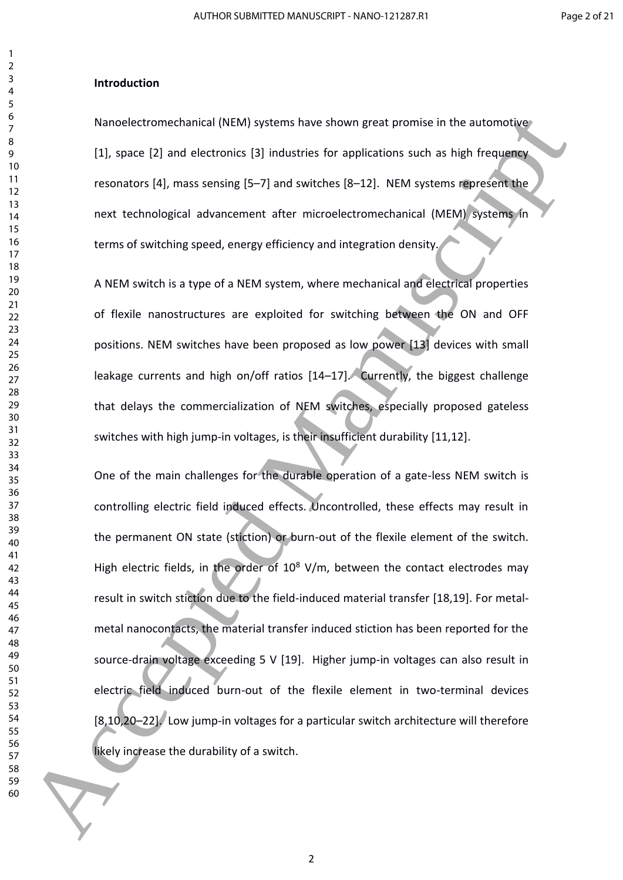## Introduction

Nanoelectromechanical (NEM) systems have shown great promise in the automotive [1], space [2] and electronics [3] industries for applications such as high frequency resonators [4], mass sensing [5–7] and switches [8–12]. NEM systems represent the next technological advancement after microelectromechanical (MEM) systems in terms of switching speed, energy efficiency and integration density.

A NEM switch is a type of a NEM system, where mechanical and electrical properties of flexile nanostructures are exploited for switching between the ON and OFF positions. NEM switches have been proposed as low power [13] devices with small leakage currents and high on/off ratios [14–17]. Currently, the biggest challenge that delays the commercialization of NEM switches, especially proposed gateless switches with high jump-in voltages, is their insufficient durability [11,12].

One of the main challenges for the durable operation of a gate-less NEM switch is controlling electric field induced effects. Uncontrolled, these effects may result in the permanent ON state (stiction) or burn-out of the flexile element of the switch. High electric fields, in the order of $10^8$ V/m, between the contact electrodes may result in switch stiction due to the field-induced material transfer [18,19]. For metal-metal nanocontacts, the material transfer induced stiction has been reported for the source-drain voltage exceeding 5 V [19]. Higher jump-in voltages can also result in electric field induced burn-out of the flexile element in two-terminal devices [8,10,20–22]. Low jump-in voltages for a particular switch architecture will therefore likely increase the durability of a switch.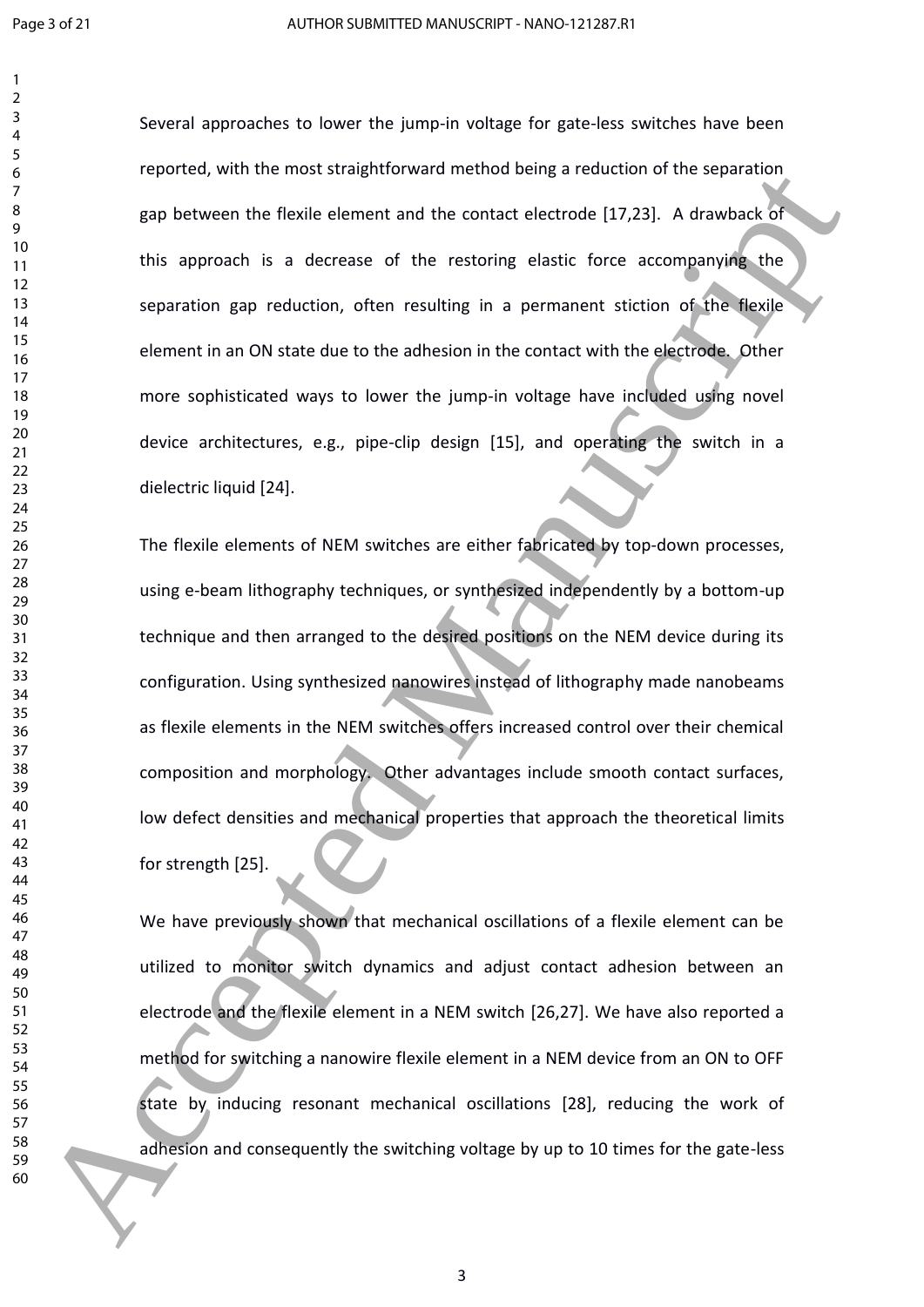Several approaches to lower the jump-in voltage for gate-less switches have been reported, with the most straightforward method being a reduction of the separation gap between the flexile element and the contact electrode [17,23]. A drawback of this approach is a decrease of the restoring elastic force accompanying the separation gap reduction, often resulting in a permanent stiction of the flexile element in an ON state due to the adhesion in the contact with the electrode. Other more sophisticated ways to lower the jump-in voltage have included using novel device architectures, e.g., pipe-clip design [15], and operating the switch in a dielectric liquid [24].

The flexile elements of NEM switches are either fabricated by top-down processes, using e-beam lithography techniques, or synthesized independently by a bottom-up technique and then arranged to the desired positions on the NEM device during its configuration. Using synthesized nanowires instead of lithography made nanobeams as flexile elements in the NEM switches offers increased control over their chemical composition and morphology. Other advantages include smooth contact surfaces, low defect densities and mechanical properties that approach the theoretical limits for strength [25].

We have previously shown that mechanical oscillations of a flexile element can be utilized to monitor switch dynamics and adjust contact adhesion between an electrode and the flexile element in a NEM switch [26,27]. We have also reported a method for switching a nanowire flexile element in a NEM device from an ON to OFF state by inducing resonant mechanical oscillations [28], reducing the work of adhesion and consequently the switching voltage by up to 10 times for the gate-less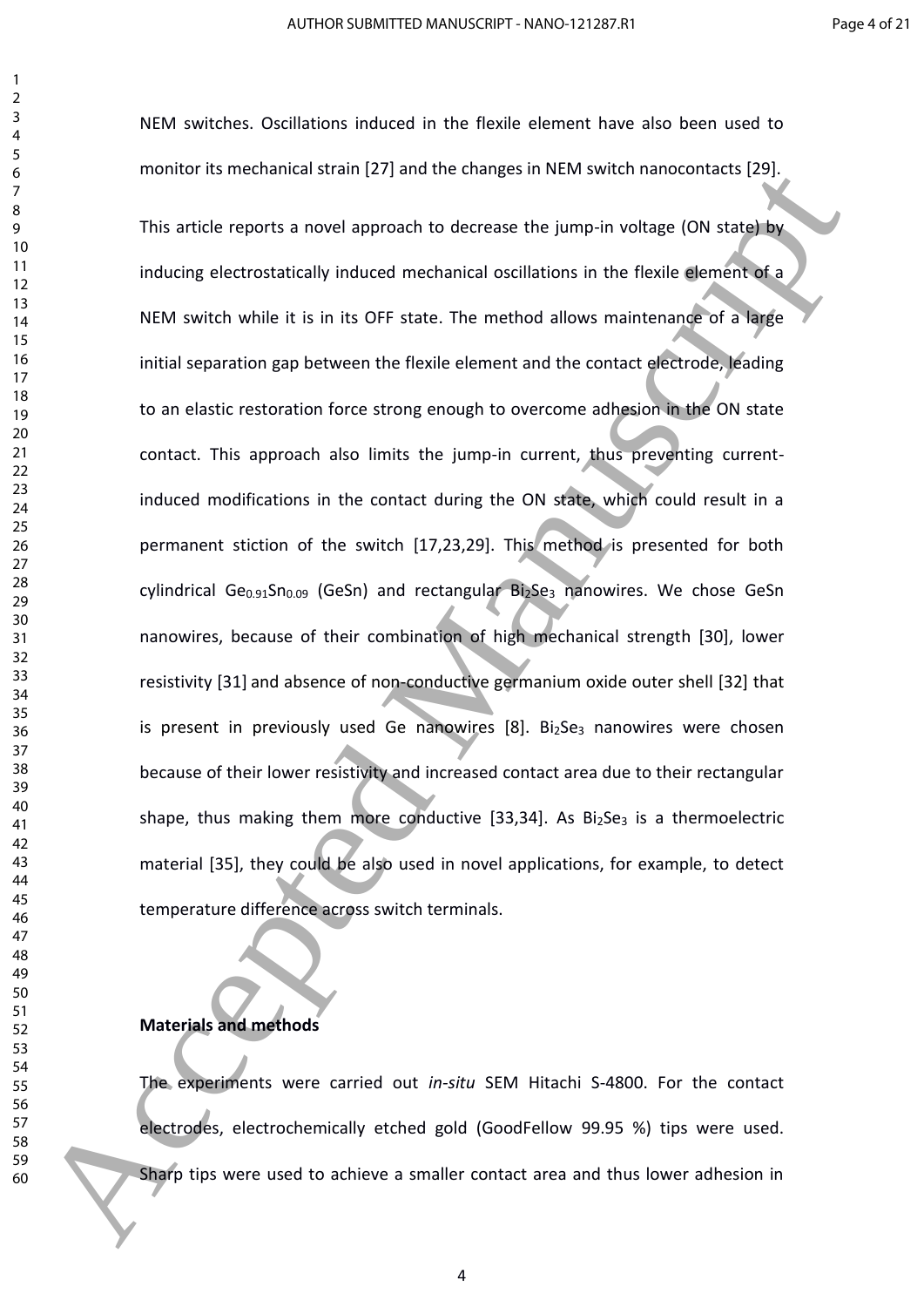NEM switches. Oscillations induced in the flexile element have also been used to monitor its mechanical strain [27] and the changes in NEM switch nanocontacts [29].

This article reports a novel approach to decrease the jump-in voltage (ON state) by inducing electrostatically induced mechanical oscillations in the flexile element of a NEM switch while it is in its OFF state. The method allows maintenance of a large initial separation gap between the flexile element and the contact electrode, leading to an elastic restoration force strong enough to overcome adhesion in the ON state contact. This approach also limits the jump-in current, thus preventing current-induced modifications in the contact during the ON state, which could result in a permanent stiction of the switch [17,23,29]. This method is presented for both cylindrical $Ge_{0.91}Sn_{0.09}$ (GeSn) and rectangular $Bi_2Se_3$ nanowires. We chose GeSn nanowires, because of their combination of high mechanical strength [30], lower resistivity [31] and absence of non-conductive germanium oxide outer shell [32] that is present in previously used Ge nanowires [8]. $Bi_2Se_3$ nanowires were chosen because of their lower resistivity and increased contact area due to their rectangular shape, thus making them more conductive [33,34]. As $Bi_2Se_3$ is a thermoelectric material [35], they could be also used in novel applications, for example, to detect temperature difference across switch terminals.

## Materials and methods

The experiments were carried out *in-situ* SEM Hitachi S-4800. For the contact electrodes, electrochemically etched gold (GoodFellow 99.95 %) tips were used. Sharp tips were used to achieve a smaller contact area and thus lower adhesion in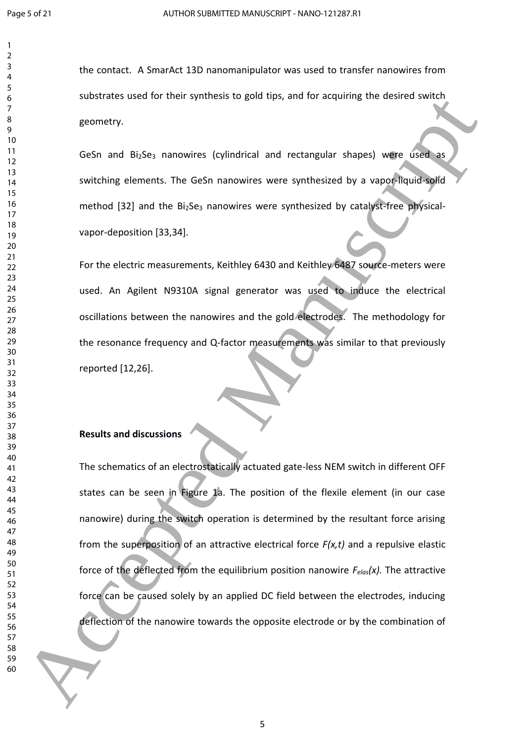the contact. A SmarAct 13D nanomanipulator was used to transfer nanowires from substrates used for their synthesis to gold tips, and for acquiring the desired switch geometry.

GeSn and $Bi_2Se_3$ nanowires (cylindrical and rectangular shapes) were used as switching elements. The GeSn nanowires were synthesized by a vapor-liquid-solid method [32] and the $Bi_2Se_3$ nanowires were synthesized by catalyst-free physical-vapor-deposition [33,34].

For the electric measurements, Keithley 6430 and Keithley 6487 source-meters were used. An Agilent N9310A signal generator was used to induce the electrical oscillations between the nanowires and the gold electrodes. The methodology for the resonance frequency and Q-factor measurements was similar to that previously reported [12,26].

**Results and discussions**

The schematics of an electrostatically actuated gate-less NEM switch in different OFF states can be seen in Figure 1a. The position of the flexile element (in our case nanowire) during the switch operation is determined by the resultant force arising from the superposition of an attractive electrical force $F(x,t)$ and a repulsive elastic force of the deflected from the equilibrium position nanowire $F_{elas}(x)$. The attractive force can be caused solely by an applied DC field between the electrodes, inducing deflection of the nanowire towards the opposite electrode or by the combination of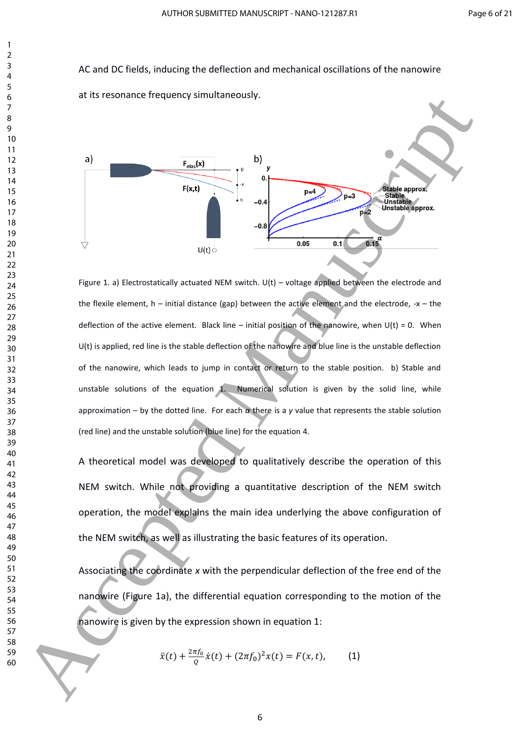AC and DC fields, inducing the deflection and mechanical oscillations of the nanowire at its resonance frequency simultaneously.

Figure 1. a) Electrostatically actuated NEM switch. U(t) – voltage applied between the electrode and the flexile element, h – initial distance (gap) between the active element and the electrode, -x – the deflection of the active element. Black line – initial position of the nanowire, when U(t) = 0. When U(t) is applied, red line is the stable deflection of the nanowire and blue line is the unstable deflection of the nanowire, which leads to jump in contact or return to the stable position. b) Stable and unstable solutions of the equation 1. Numerical solution is given by the solid line, while approximation – by the dotted line. For each *α* there is a *y* value that represents the stable solution (red line) and the unstable solution (blue line) for the equation 4.

A theoretical model was developed to qualitatively describe the operation of this NEM switch. While not providing a quantitative description of the NEM switch operation, the model explains the main idea underlying the above configuration of the NEM switch, as well as illustrating the basic features of its operation.

Associating the coordinate *x* with the perpendicular deflection of the free end of the nanowire (Figure 1a), the differential equation corresponding to the motion of the nanowire is given by the expression shown in equation 1:

$$\ddot{x}(t) + \frac{2\pi f_0}{Q}\dot{x}(t) + (2\pi f_0)^2 x(t) = F(x,t), \qquad (1)$$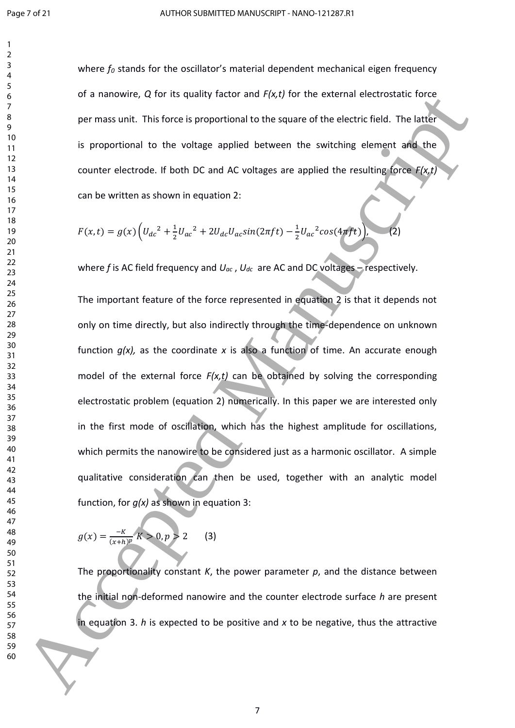where $f_0$ stands for the oscillator's material dependent mechanical eigen frequency of a nanowire, $Q$ for its quality factor and $F(x,t)$ for the external electrostatic force per mass unit. This force is proportional to the square of the electric field. The latter is proportional to the voltage applied between the switching element and the counter electrode. If both DC and AC voltages are applied the resulting force $F(x,t)$ can be written as shown in equation 2:

$$F(x,t) = g(x)\left(U_{dc}^{\ 2} + \frac{1}{2}U_{ac}^{\ 2} + 2U_{dc}U_{ac}sin(2\pi ft) - \frac{1}{2}U_{ac}^{\ 2}cos(4\pi ft)\right), \qquad (2)$$

where $f$ is AC field frequency and $U_{ac}$ , $U_{dc}$ are AC and DC voltages – respectively.

The important feature of the force represented in equation 2 is that it depends not only on time directly, but also indirectly through the time-dependence on unknown function $g(x)$, as the coordinate $x$ is also a function of time. An accurate enough model of the external force $F(x,t)$ can be obtained by solving the corresponding electrostatic problem (equation 2) numerically. In this paper we are interested only in the first mode of oscillation, which has the highest amplitude for oscillations, which permits the nanowire to be considered just as a harmonic oscillator. A simple qualitative consideration can then be used, together with an analytic model function, for $g(x)$ as shown in equation 3:

$$g(x) = \frac{-K}{(x+h)^p}\ K > 0, p > 2 \qquad (3)$$

The proportionality constant $K$, the power parameter $p$, and the distance between the initial non-deformed nanowire and the counter electrode surface $h$ are present in equation 3. $h$ is expected to be positive and $x$ to be negative, thus the attractive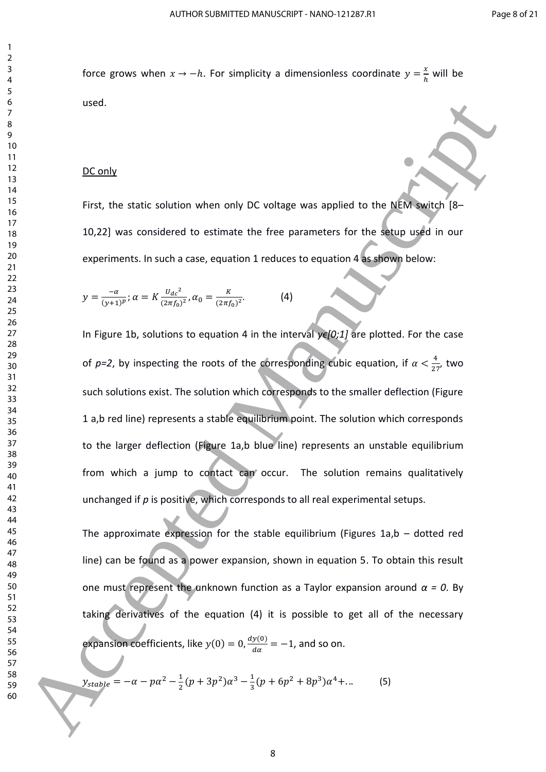force grows when $x \to -h$. For simplicity a dimensionless coordinate $y = \frac{x}{h}$ will be used.

DC only

First, the static solution when only DC voltage was applied to the NEM switch [8–10,22] was considered to estimate the free parameters for the setup used in our experiments. In such a case, equation 1 reduces to equation 4 as shown below:

$$y = \frac{-\alpha}{(y+1)^p}; \alpha = K\frac{{U_{dc}}^2}{(2\pi f_0)^2}, \alpha_0 = \frac{K}{(2\pi f_0)^2}. \qquad (4)$$

In Figure 1b, solutions to equation 4 in the interval *y∊[0;1]* are plotted. For the case of *p=2*, by inspecting the roots of the corresponding cubic equation, if $\alpha < \frac{4}{27}$, two such solutions exist. The solution which corresponds to the smaller deflection (Figure 1 a,b red line) represents a stable equilibrium point. The solution which corresponds to the larger deflection (Figure 1a,b blue line) represents an unstable equilibrium from which a jump to contact can occur. The solution remains qualitatively unchanged if *p* is positive, which corresponds to all real experimental setups.

The approximate expression for the stable equilibrium (Figures 1a,b – dotted red line) can be found as a power expansion, shown in equation 5. To obtain this result one must represent the unknown function as a Taylor expansion around *α = 0*. By taking derivatives of the equation (4) it is possible to get all of the necessary expansion coefficients, like $y(0) = 0, \frac{dy(0)}{d\alpha} = -1$, and so on.

$$y_{stable} = -\alpha - p\alpha^2 - \frac{1}{2}(p + 3p^2)\alpha^3 - \frac{1}{3}(p + 6p^2 + 8p^3)\alpha^4 + \ldots \qquad (5)$$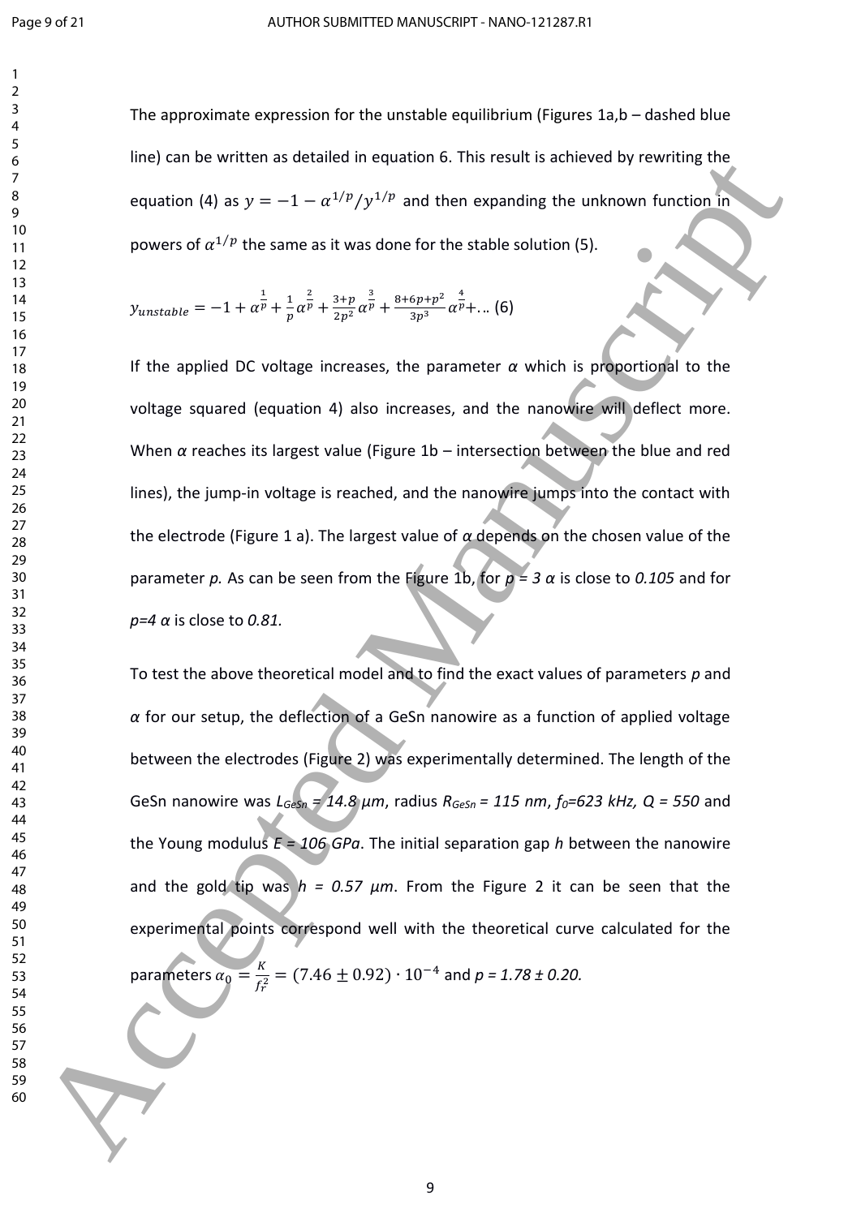The approximate expression for the unstable equilibrium (Figures 1a,b – dashed blue line) can be written as detailed in equation 6. This result is achieved by rewriting the equation (4) as $y = -1 - \alpha^{1/p}/y^{1/p}$ and then expanding the unknown function in powers of $\alpha^{1/p}$ the same as it was done for the stable solution (5).

$$y_{unstable} = -1 + \alpha^{\frac{1}{p}} + \frac{1}{p}\alpha^{\frac{2}{p}} + \frac{3+p}{2p^2}\alpha^{\frac{3}{p}} + \frac{8+6p+p^2}{3p^3}\alpha^{\frac{4}{p}} + \ldots \quad (6)$$

If the applied DC voltage increases, the parameter $\alpha$ which is proportional to the voltage squared (equation 4) also increases, and the nanowire will deflect more. When $\alpha$ reaches its largest value (Figure 1b – intersection between the blue and red lines), the jump-in voltage is reached, and the nanowire jumps into the contact with the electrode (Figure 1 a). The largest value of $\alpha$ depends on the chosen value of the parameter *p*. As can be seen from the Figure 1b, for $p = 3$ $\alpha$ is close to *0.105* and for $p=4$ $\alpha$ is close to *0.81*.

To test the above theoretical model and to find the exact values of parameters *p* and $\alpha$ for our setup, the deflection of a GeSn nanowire as a function of applied voltage between the electrodes (Figure 2) was experimentally determined. The length of the GeSn nanowire was $L_{GeSn} = 14.8\ \mu m$, radius $R_{GeSn} = 115\ nm$, $f_0 = 623\ kHz$, $Q = 550$ and the Young modulus $E = 106\ GPa$. The initial separation gap *h* between the nanowire and the gold tip was $h = 0.57\ \mu m$. From the Figure 2 it can be seen that the experimental points correspond well with the theoretical curve calculated for the parameters $\alpha_0 = \frac{K}{f_r^2} = (7.46 \pm 0.92) \cdot 10^{-4}$ and $p = 1.78 \pm 0.20$.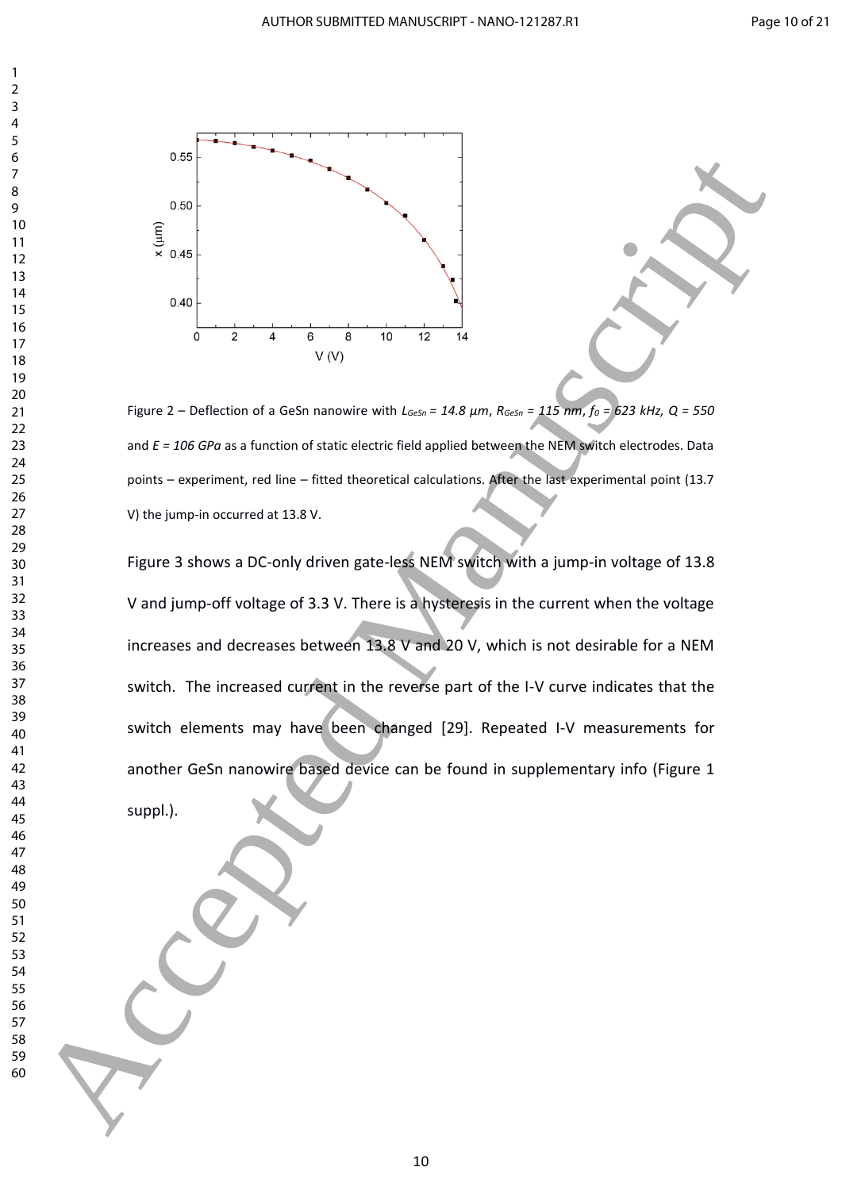Figure 2 – Deflection of a GeSn nanowire with $L_{GeSn}$ = 14.8 μm, $R_{GeSn}$ = 115 nm, $f_0$ = 623 kHz, Q = 550 and E = 106 GPa as a function of static electric field applied between the NEM switch electrodes. Data points – experiment, red line – fitted theoretical calculations. After the last experimental point (13.7 V) the jump-in occurred at 13.8 V.

Figure 3 shows a DC-only driven gate-less NEM switch with a jump-in voltage of 13.8 V and jump-off voltage of 3.3 V. There is a hysteresis in the current when the voltage increases and decreases between 13.8 V and 20 V, which is not desirable for a NEM switch. The increased current in the reverse part of the I-V curve indicates that the switch elements may have been changed [29]. Repeated I-V measurements for another GeSn nanowire based device can be found in supplementary info (Figure 1 suppl.).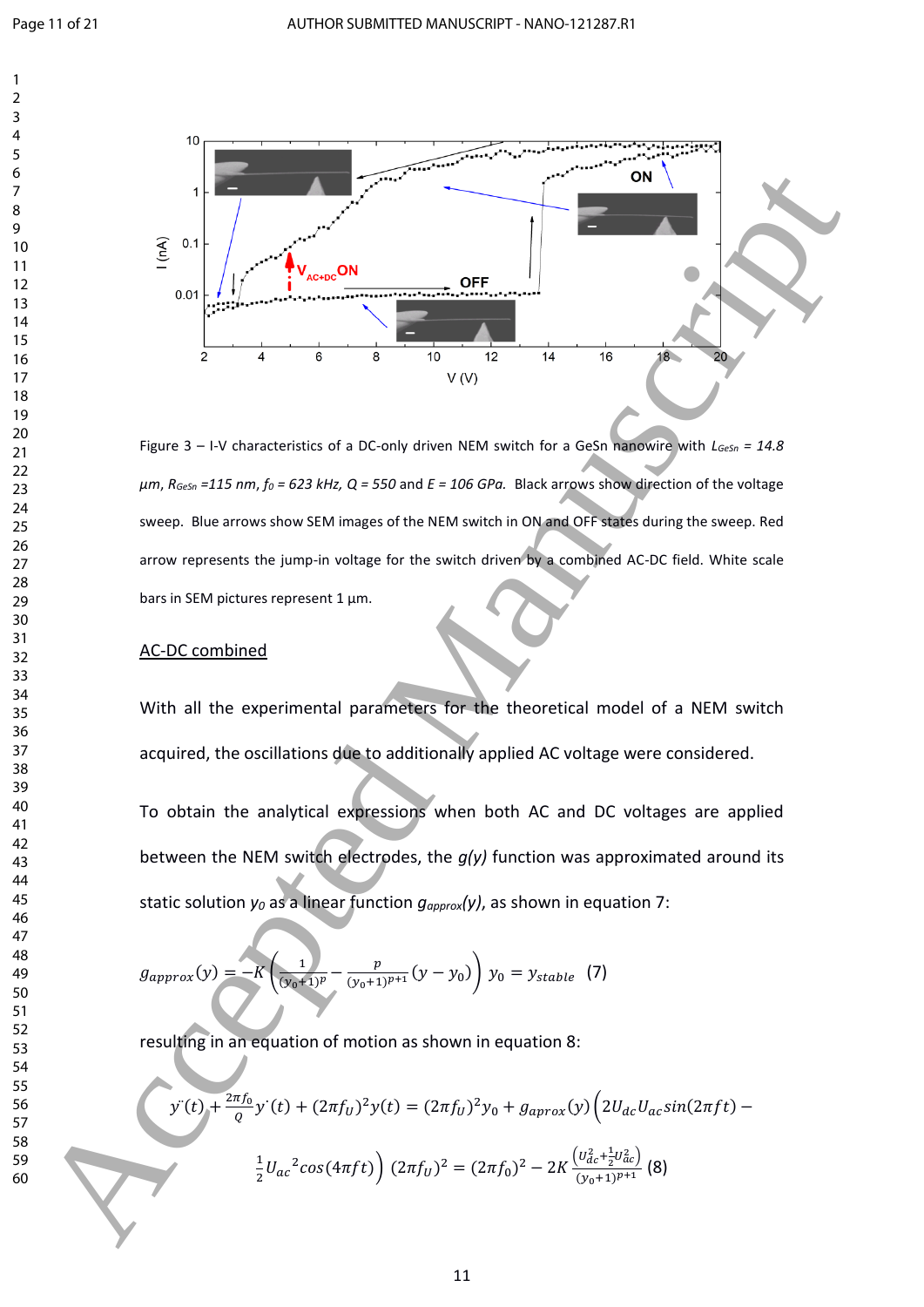Figure 3 – I-V characteristics of a DC-only driven NEM switch for a GeSn nanowire with $L_{GeSn}$ = 14.8 µm, $R_{GeSn}$ =115 nm, $f_0$ = 623 kHz, $Q$ = 550 and $E$ = 106 GPa. Black arrows show direction of the voltage sweep. Blue arrows show SEM images of the NEM switch in ON and OFF states during the sweep. Red arrow represents the jump-in voltage for the switch driven by a combined AC-DC field. White scale bars in SEM pictures represent 1 µm.

## AC-DC combined

With all the experimental parameters for the theoretical model of a NEM switch acquired, the oscillations due to additionally applied AC voltage were considered.

To obtain the analytical expressions when both AC and DC voltages are applied between the NEM switch electrodes, the *g(y)* function was approximated around its static solution $y_0$ as a linear function $g_{approx}(y)$, as shown in equation 7:

$$g_{approx}(y) = -K\left(\frac{1}{(y_0+1)^p} - \frac{p}{(y_0+1)^{p+1}}(y - y_0)\right) \; y_0 = y_{stable} \quad (7)$$

resulting in an equation of motion as shown in equation 8:

$$y^{\cdot\cdot}(t) + \frac{2\pi f_0}{Q}y^{\cdot}(t) + (2\pi f_U)^2 y(t) = (2\pi f_U)^2 y_0 + g_{aprox}(y)\left(2U_{dc}U_{ac}sin(2\pi ft) - \frac{1}{2}U_{ac}{}^2 cos(4\pi ft)\right) \; (2\pi f_U)^2 = (2\pi f_0)^2 - 2K\frac{\left(U_{dc}^2 + \frac{1}{2}U_{ac}^2\right)}{(y_0+1)^{p+1}} \quad (8)$$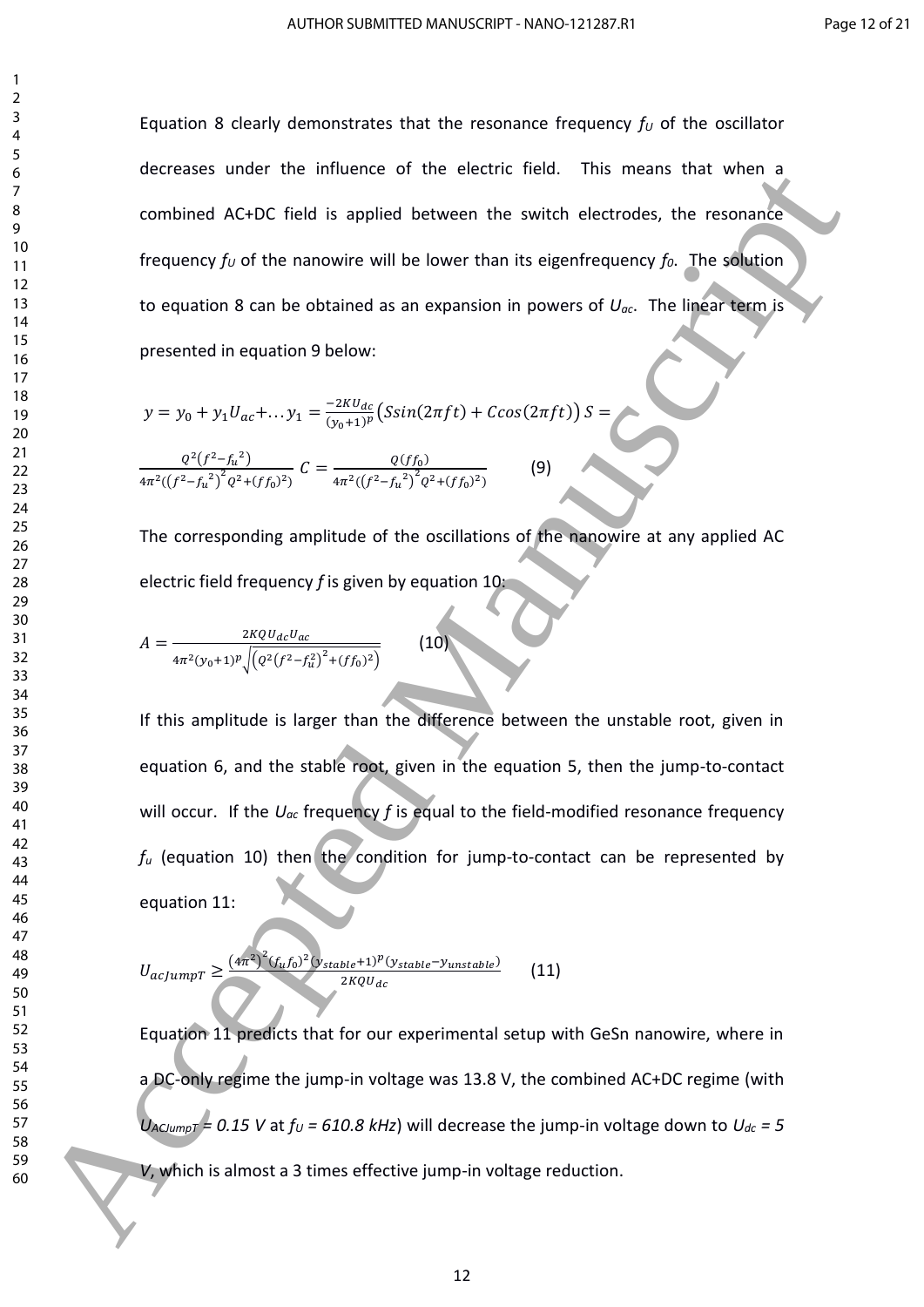Equation 8 clearly demonstrates that the resonance frequency $f_U$ of the oscillator decreases under the influence of the electric field. This means that when a combined AC+DC field is applied between the switch electrodes, the resonance frequency $f_U$ of the nanowire will be lower than its eigenfrequency $f_0$. The solution to equation 8 can be obtained as an expansion in powers of $U_{ac}$. The linear term is presented in equation 9 below:

$$y = y_0 + y_1 U_{ac} + \ldots \; y_1 = \frac{-2KU_{dc}}{(y_0+1)^p}\left(S\sin(2\pi f t) + C\cos(2\pi f t)\right) \; S = \frac{Q^2\left(f^2 - {f_u}^2\right)}{4\pi^2\left(\left(f^2 - {f_u}^2\right)^2 Q^2 + (f f_0)^2\right)} \; C = \frac{Q(f f_0)}{4\pi^2\left(\left(f^2 - {f_u}^2\right)^2 Q^2 + (f f_0)^2\right)} \qquad (9)$$

The corresponding amplitude of the oscillations of the nanowire at any applied AC electric field frequency $f$ is given by equation 10:

$$A = \frac{2KQU_{dc}U_{ac}}{4\pi^2 (y_0+1)^p \sqrt{\left(Q^2\left(f^2 - f_u^2\right)^2 + (f f_0)^2\right)}} \qquad (10)$$

If this amplitude is larger than the difference between the unstable root, given in equation 6, and the stable root, given in the equation 5, then the jump-to-contact will occur. If the $U_{ac}$ frequency $f$ is equal to the field-modified resonance frequency $f_u$ (equation 10) then the condition for jump-to-contact can be represented by equation 11:

$$U_{acJumpT} \geq \frac{\left(4\pi^2\right)^2 (f_u f_0)^2 (y_{stable}+1)^p (y_{stable} - y_{unstable})}{2KQU_{dc}} \qquad (11)$$

Equation 11 predicts that for our experimental setup with GeSn nanowire, where in a DC-only regime the jump-in voltage was 13.8 V, the combined AC+DC regime (with $U_{ACJumpT} = 0.15$ V at $f_U = 610.8$ kHz) will decrease the jump-in voltage down to $U_{dc} = 5$ V, which is almost a 3 times effective jump-in voltage reduction.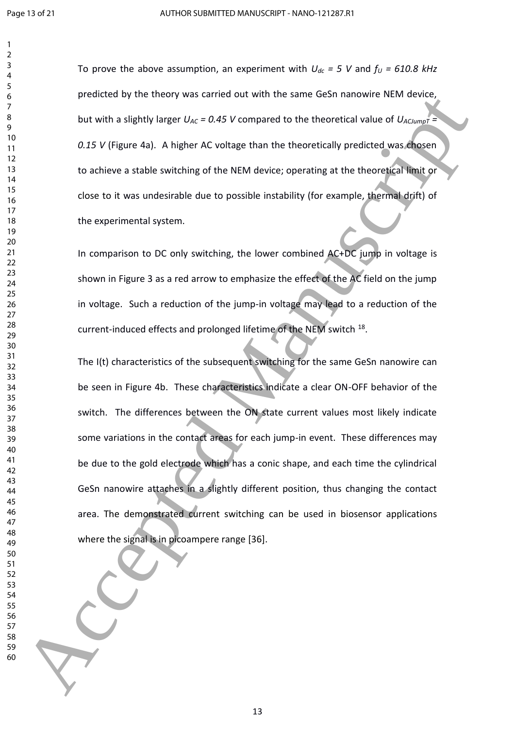To prove the above assumption, an experiment with $U_{dc} = 5\ V$ and $f_U = 610.8\ kHz$ predicted by the theory was carried out with the same GeSn nanowire NEM device, but with a slightly larger $U_{AC} = 0.45\ V$ compared to the theoretical value of $U_{ACJumpT} = 0.15\ V$ (Figure 4a). A higher AC voltage than the theoretically predicted was chosen to achieve a stable switching of the NEM device; operating at the theoretical limit or close to it was undesirable due to possible instability (for example, thermal drift) of the experimental system.

In comparison to DC only switching, the lower combined AC+DC jump in voltage is shown in Figure 3 as a red arrow to emphasize the effect of the AC field on the jump in voltage. Such a reduction of the jump-in voltage may lead to a reduction of the current-induced effects and prolonged lifetime of the NEM switch [18].

The I(t) characteristics of the subsequent switching for the same GeSn nanowire can be seen in Figure 4b. These characteristics indicate a clear ON-OFF behavior of the switch. The differences between the ON state current values most likely indicate some variations in the contact areas for each jump-in event. These differences may be due to the gold electrode which has a conic shape, and each time the cylindrical GeSn nanowire attaches in a slightly different position, thus changing the contact area. The demonstrated current switching can be used in biosensor applications where the signal is in picoampere range [36].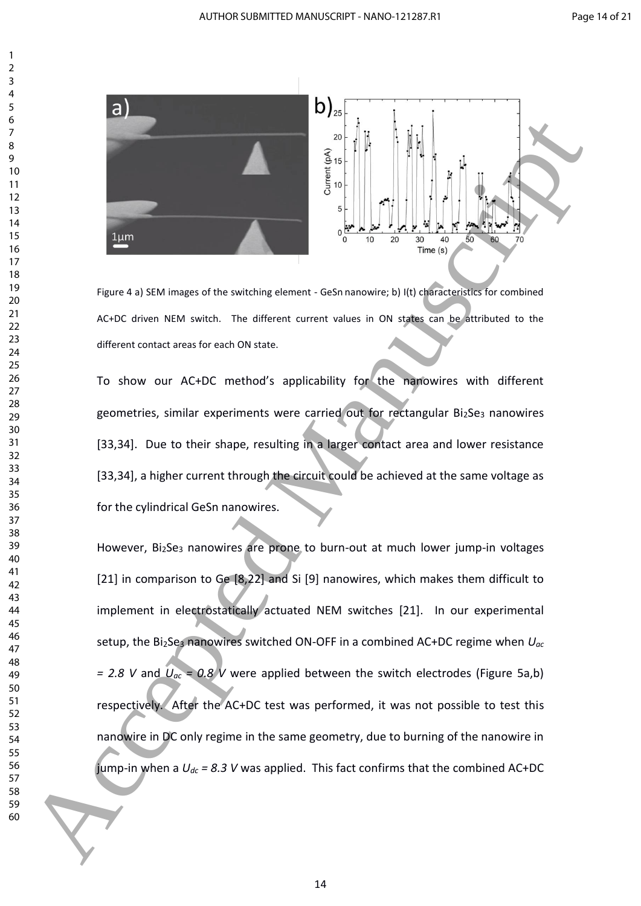Figure 4 a) SEM images of the switching element - GeSn nanowire; b) I(t) characteristics for combined AC+DC driven NEM switch. The different current values in ON states can be attributed to the different contact areas for each ON state.

To show our AC+DC method's applicability for the nanowires with different geometries, similar experiments were carried out for rectangular $Bi_2Se_3$ nanowires [33,34]. Due to their shape, resulting in a larger contact area and lower resistance [33,34], a higher current through the circuit could be achieved at the same voltage as for the cylindrical GeSn nanowires.

However, $Bi_2Se_3$ nanowires are prone to burn-out at much lower jump-in voltages [21] in comparison to Ge [8,22] and Si [9] nanowires, which makes them difficult to implement in electrostatically actuated NEM switches [21]. In our experimental setup, the $Bi_2Se_3$ nanowires switched ON-OFF in a combined AC+DC regime when $U_{ac} = 2.8$ V and $U_{ac} = 0.8$ V were applied between the switch electrodes (Figure 5a,b) respectively. After the AC+DC test was performed, it was not possible to test this nanowire in DC only regime in the same geometry, due to burning of the nanowire in jump-in when a $U_{dc} = 8.3$ V was applied. This fact confirms that the combined AC+DC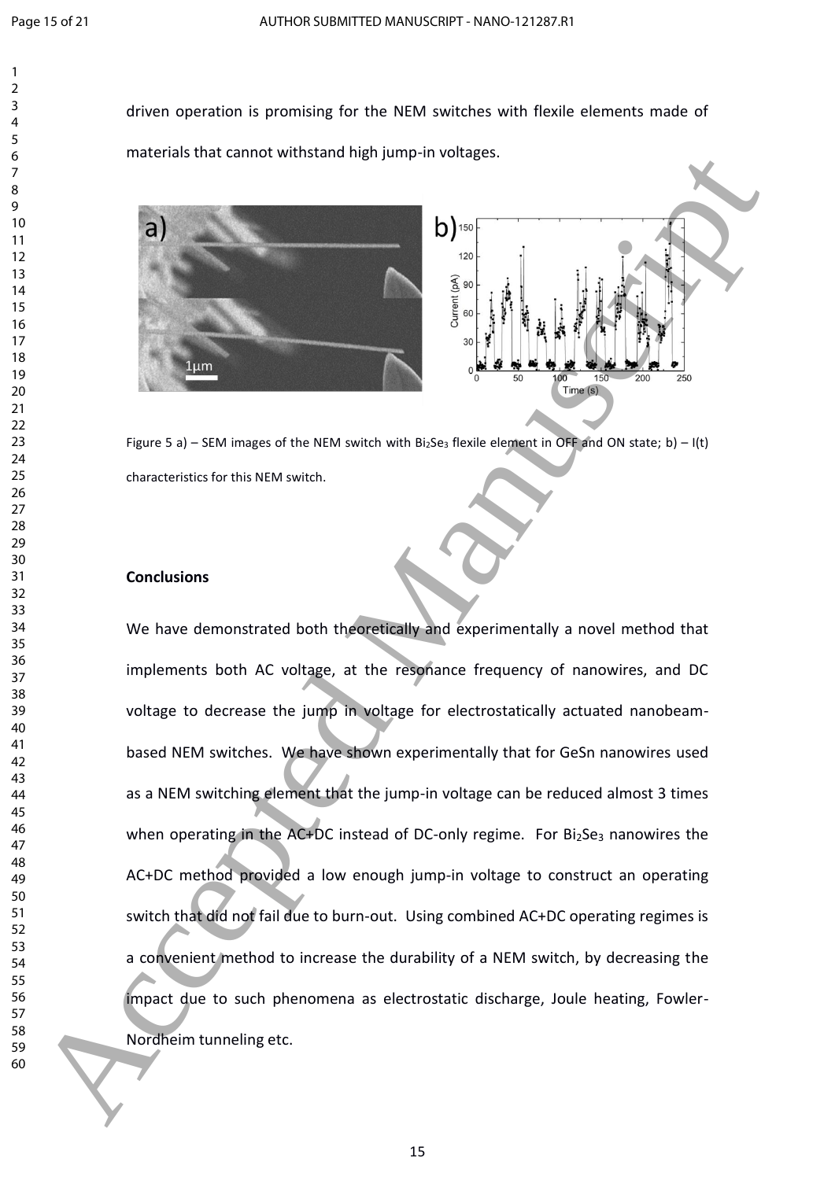driven operation is promising for the NEM switches with flexile elements made of materials that cannot withstand high jump-in voltages.

Figure 5 a) – SEM images of the NEM switch with $Bi_2Se_3$ flexile element in OFF and ON state; b) – I(t) characteristics for this NEM switch.

## Conclusions

We have demonstrated both theoretically and experimentally a novel method that implements both AC voltage, at the resonance frequency of nanowires, and DC voltage to decrease the jump in voltage for electrostatically actuated nanobeam-based NEM switches. We have shown experimentally that for GeSn nanowires used as a NEM switching element that the jump-in voltage can be reduced almost 3 times when operating in the AC+DC instead of DC-only regime. For $Bi_2Se_3$ nanowires the AC+DC method provided a low enough jump-in voltage to construct an operating switch that did not fail due to burn-out. Using combined AC+DC operating regimes is a convenient method to increase the durability of a NEM switch, by decreasing the impact due to such phenomena as electrostatic discharge, Joule heating, Fowler-Nordheim tunneling etc.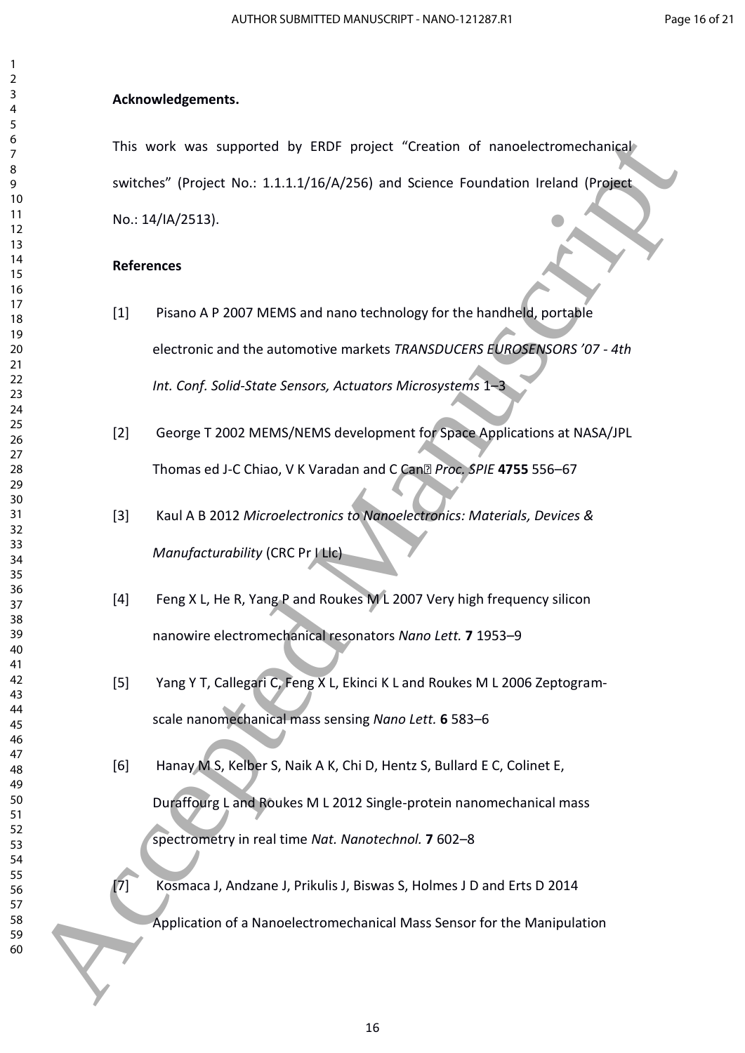**Acknowledgements.**

This work was supported by ERDF project "Creation of nanoelectromechanical switches" (Project No.: 1.1.1.1/16/A/256) and Science Foundation Ireland (Project No.: 14/IA/2513).

**References**

[1] Pisano A P 2007 MEMS and nano technology for the handheld, portable electronic and the automotive markets *TRANSDUCERS EUROSENSORS '07 - 4th Int. Conf. Solid-State Sensors, Actuators Microsystems* 1–3

[2] George T 2002 MEMS/NEMS development for Space Applications at NASA/JPL Thomas ed J-C Chiao, V K Varadan and C Can� *Proc. SPIE* **4755** 556–67

[3] Kaul A B 2012 *Microelectronics to Nanoelectronics: Materials, Devices & Manufacturability* (CRC Pr I Llc)

[4] Feng X L, He R, Yang P and Roukes M L 2007 Very high frequency silicon nanowire electromechanical resonators *Nano Lett.* **7** 1953–9

[5] Yang Y T, Callegari C, Feng X L, Ekinci K L and Roukes M L 2006 Zeptogram-scale nanomechanical mass sensing *Nano Lett.* **6** 583–6

[6] Hanay M S, Kelber S, Naik A K, Chi D, Hentz S, Bullard E C, Colinet E, Duraffourg L and Roukes M L 2012 Single-protein nanomechanical mass spectrometry in real time *Nat. Nanotechnol.* **7** 602–8

[7] Kosmaca J, Andzane J, Prikulis J, Biswas S, Holmes J D and Erts D 2014 Application of a Nanoelectromechanical Mass Sensor for the Manipulation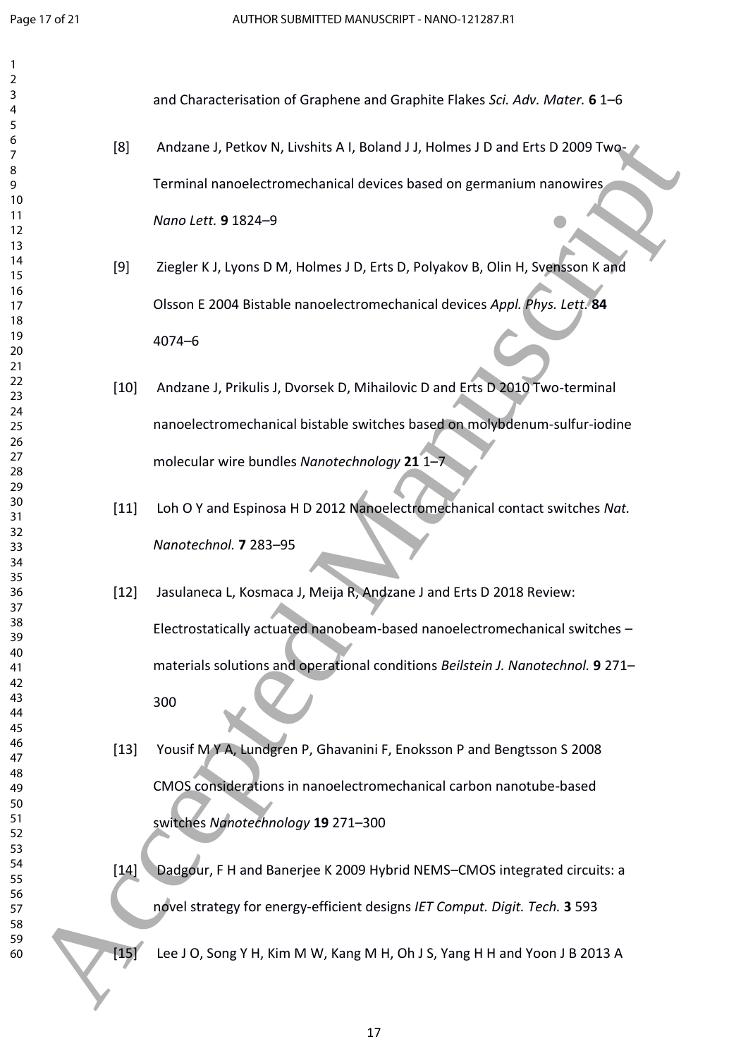and Characterisation of Graphene and Graphite Flakes *Sci. Adv. Mater.* **6** 1–6

[8] Andzane J, Petkov N, Livshits A I, Boland J J, Holmes J D and Erts D 2009 Two-Terminal nanoelectromechanical devices based on germanium nanowires *Nano Lett.* **9** 1824–9

[9] Ziegler K J, Lyons D M, Holmes J D, Erts D, Polyakov B, Olin H, Svensson K and Olsson E 2004 Bistable nanoelectromechanical devices *Appl. Phys. Lett.* **84** 4074–6

[10] Andzane J, Prikulis J, Dvorsek D, Mihailovic D and Erts D 2010 Two-terminal nanoelectromechanical bistable switches based on molybdenum-sulfur-iodine molecular wire bundles *Nanotechnology* **21** 1–7

[11] Loh O Y and Espinosa H D 2012 Nanoelectromechanical contact switches *Nat. Nanotechnol.* **7** 283–95

[12] Jasulaneca L, Kosmaca J, Meija R, Andzane J and Erts D 2018 Review: Electrostatically actuated nanobeam-based nanoelectromechanical switches – materials solutions and operational conditions *Beilstein J. Nanotechnol.* **9** 271–300

[13] Yousif M Y A, Lundgren P, Ghavanini F, Enoksson P and Bengtsson S 2008 CMOS considerations in nanoelectromechanical carbon nanotube-based switches *Nanotechnology* **19** 271–300

[14] Dadgour, F H and Banerjee K 2009 Hybrid NEMS–CMOS integrated circuits: a novel strategy for energy-efficient designs *IET Comput. Digit. Tech.* **3** 593

[15] Lee J O, Song Y H, Kim M W, Kang M H, Oh J S, Yang H H and Yoon J B 2013 A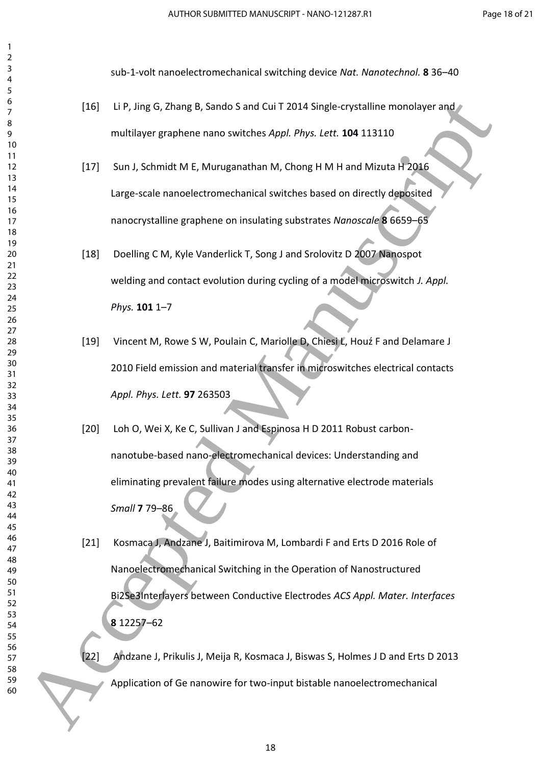sub-1-volt nanoelectromechanical switching device *Nat. Nanotechnol.* **8** 36–40

[16] Li P, Jing G, Zhang B, Sando S and Cui T 2014 Single-crystalline monolayer and multilayer graphene nano switches *Appl. Phys. Lett.* **104** 113110

[17] Sun J, Schmidt M E, Muruganathan M, Chong H M H and Mizuta H 2016 Large-scale nanoelectromechanical switches based on directly deposited nanocrystalline graphene on insulating substrates *Nanoscale* **8** 6659–65

[18] Doelling C M, Kyle Vanderlick T, Song J and Srolovitz D 2007 Nanospot welding and contact evolution during cycling of a model microswitch *J. Appl. Phys.* **101** 1–7

[19] Vincent M, Rowe S W, Poulain C, Mariolle D, Chiesi L, Houź F and Delamare J 2010 Field emission and material transfer in microswitches electrical contacts *Appl. Phys. Lett.* **97** 263503

[20] Loh O, Wei X, Ke C, Sullivan J and Espinosa H D 2011 Robust carbon-nanotube-based nano-electromechanical devices: Understanding and eliminating prevalent failure modes using alternative electrode materials *Small* **7** 79–86

[21] Kosmaca J, Andzane J, Baitimirova M, Lombardi F and Erts D 2016 Role of Nanoelectromechanical Switching in the Operation of Nanostructured Bi2Se3Interlayers between Conductive Electrodes *ACS Appl. Mater. Interfaces* **8** 12257–62

[22] Andzane J, Prikulis J, Meija R, Kosmaca J, Biswas S, Holmes J D and Erts D 2013 Application of Ge nanowire for two-input bistable nanoelectromechanical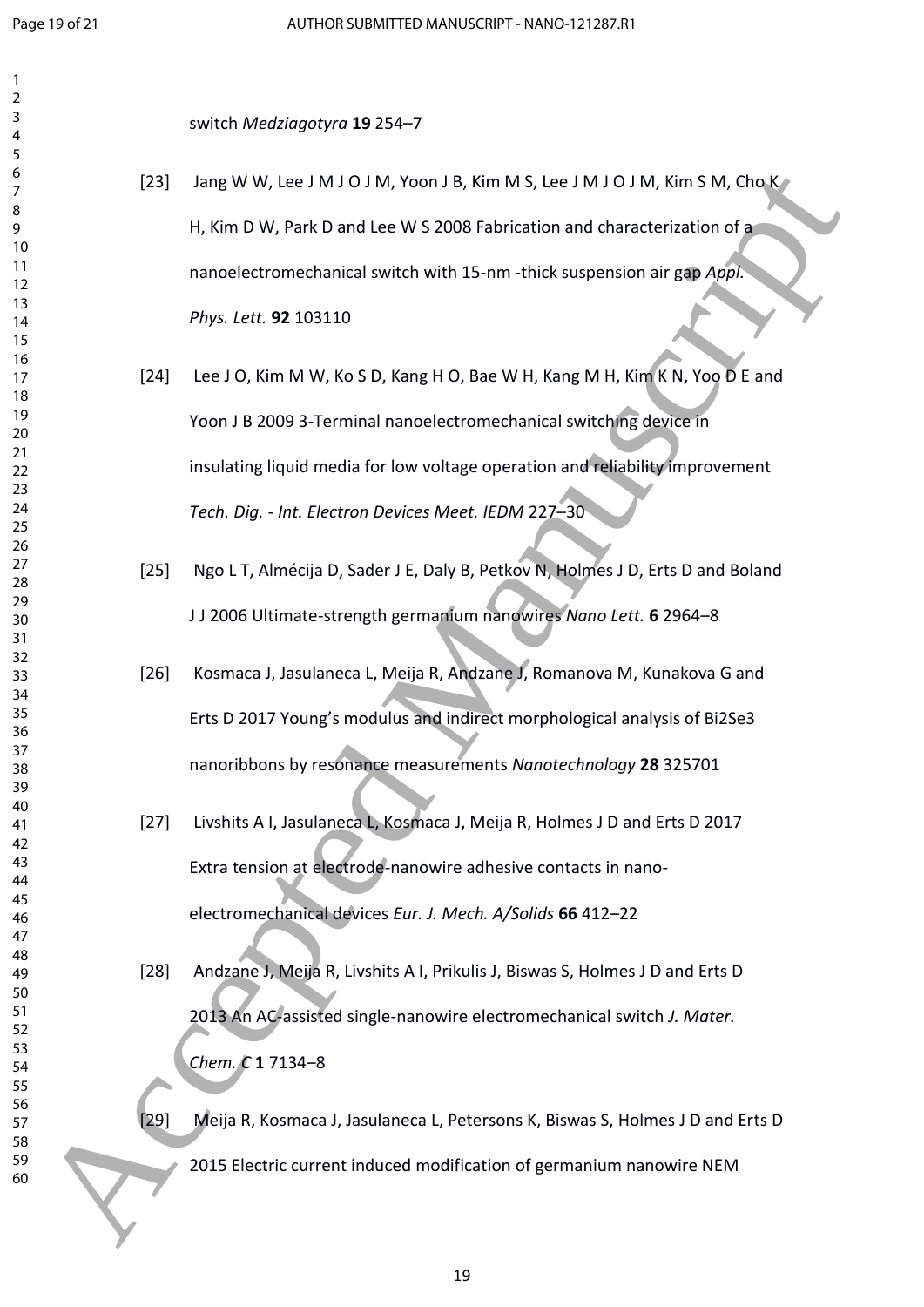switch *Medziagotyra* **19** 254–7

[23] Jang W W, Lee J M J O J M, Yoon J B, Kim M S, Lee J M J O J M, Kim S M, Cho K H, Kim D W, Park D and Lee W S 2008 Fabrication and characterization of a nanoelectromechanical switch with 15-nm -thick suspension air gap *Appl. Phys. Lett.* **92** 103110

[24] Lee J O, Kim M W, Ko S D, Kang H O, Bae W H, Kang M H, Kim K N, Yoo D E and Yoon J B 2009 3-Terminal nanoelectromechanical switching device in insulating liquid media for low voltage operation and reliability improvement *Tech. Dig. - Int. Electron Devices Meet. IEDM* 227–30

[25] Ngo L T, Almécija D, Sader J E, Daly B, Petkov N, Holmes J D, Erts D and Boland J J 2006 Ultimate-strength germanium nanowires *Nano Lett.* **6** 2964–8

[26] Kosmaca J, Jasulaneca L, Meija R, Andzane J, Romanova M, Kunakova G and Erts D 2017 Young's modulus and indirect morphological analysis of $Bi_2Se_3$ nanoribbons by resonance measurements *Nanotechnology* **28** 325701

[27] Livshits A I, Jasulaneca L, Kosmaca J, Meija R, Holmes J D and Erts D 2017 Extra tension at electrode-nanowire adhesive contacts in nano-electromechanical devices *Eur. J. Mech. A/Solids* **66** 412–22

[28] Andzane J, Meija R, Livshits A I, Prikulis J, Biswas S, Holmes J D and Erts D 2013 An AC-assisted single-nanowire electromechanical switch *J. Mater. Chem. C* **1** 7134–8

[29] Meija R, Kosmaca J, Jasulaneca L, Petersons K, Biswas S, Holmes J D and Erts D 2015 Electric current induced modification of germanium nanowire NEM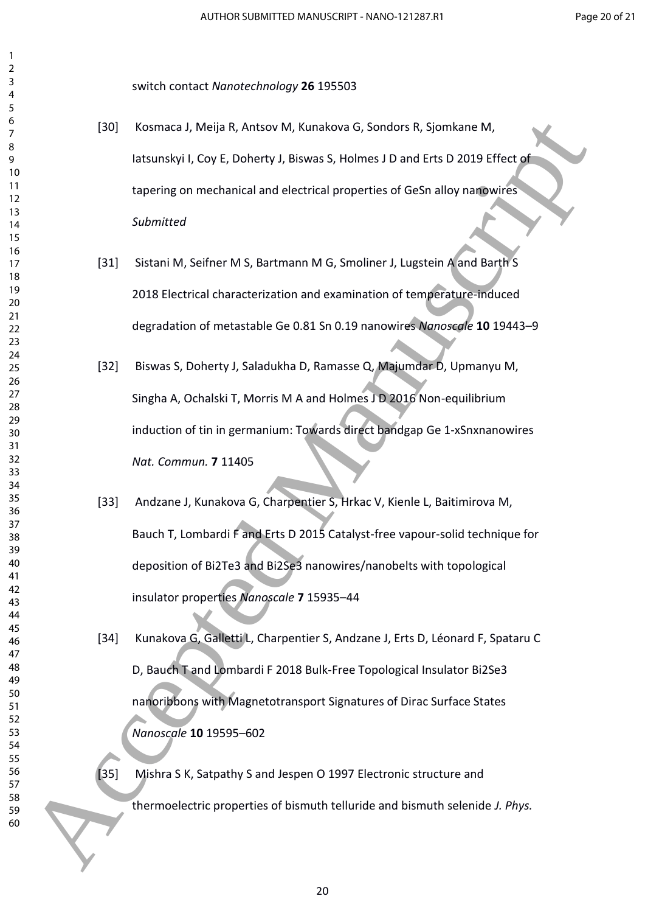switch contact *Nanotechnology* **26** 195503

[30] Kosmaca J, Meija R, Antsov M, Kunakova G, Sondors R, Sjomkane M, Iatsunskyi I, Coy E, Doherty J, Biswas S, Holmes J D and Erts D 2019 Effect of tapering on mechanical and electrical properties of GeSn alloy nanowires *Submitted*

[31] Sistani M, Seifner M S, Bartmann M G, Smoliner J, Lugstein A and Barth S 2018 Electrical characterization and examination of temperature-induced degradation of metastable Ge 0.81 Sn 0.19 nanowires *Nanoscale* **10** 19443–9

[32] Biswas S, Doherty J, Saladukha D, Ramasse Q, Majumdar D, Upmanyu M, Singha A, Ochalski T, Morris M A and Holmes J D 2016 Non-equilibrium induction of tin in germanium: Towards direct bandgap Ge 1-xSnxnanowires *Nat. Commun.* **7** 11405

[33] Andzane J, Kunakova G, Charpentier S, Hrkac V, Kienle L, Baitimirova M, Bauch T, Lombardi F and Erts D 2015 Catalyst-free vapour-solid technique for deposition of $Bi_2Te_3$ and $Bi_2Se_3$ nanowires/nanobelts with topological insulator properties *Nanoscale* **7** 15935–44

[34] Kunakova G, Galletti L, Charpentier S, Andzane J, Erts D, Léonard F, Spataru C D, Bauch T and Lombardi F 2018 Bulk-Free Topological Insulator $Bi_2Se_3$ nanoribbons with Magnetotransport Signatures of Dirac Surface States *Nanoscale* **10** 19595–602

[35] Mishra S K, Satpathy S and Jespen O 1997 Electronic structure and thermoelectric properties of bismuth telluride and bismuth selenide *J. Phys.*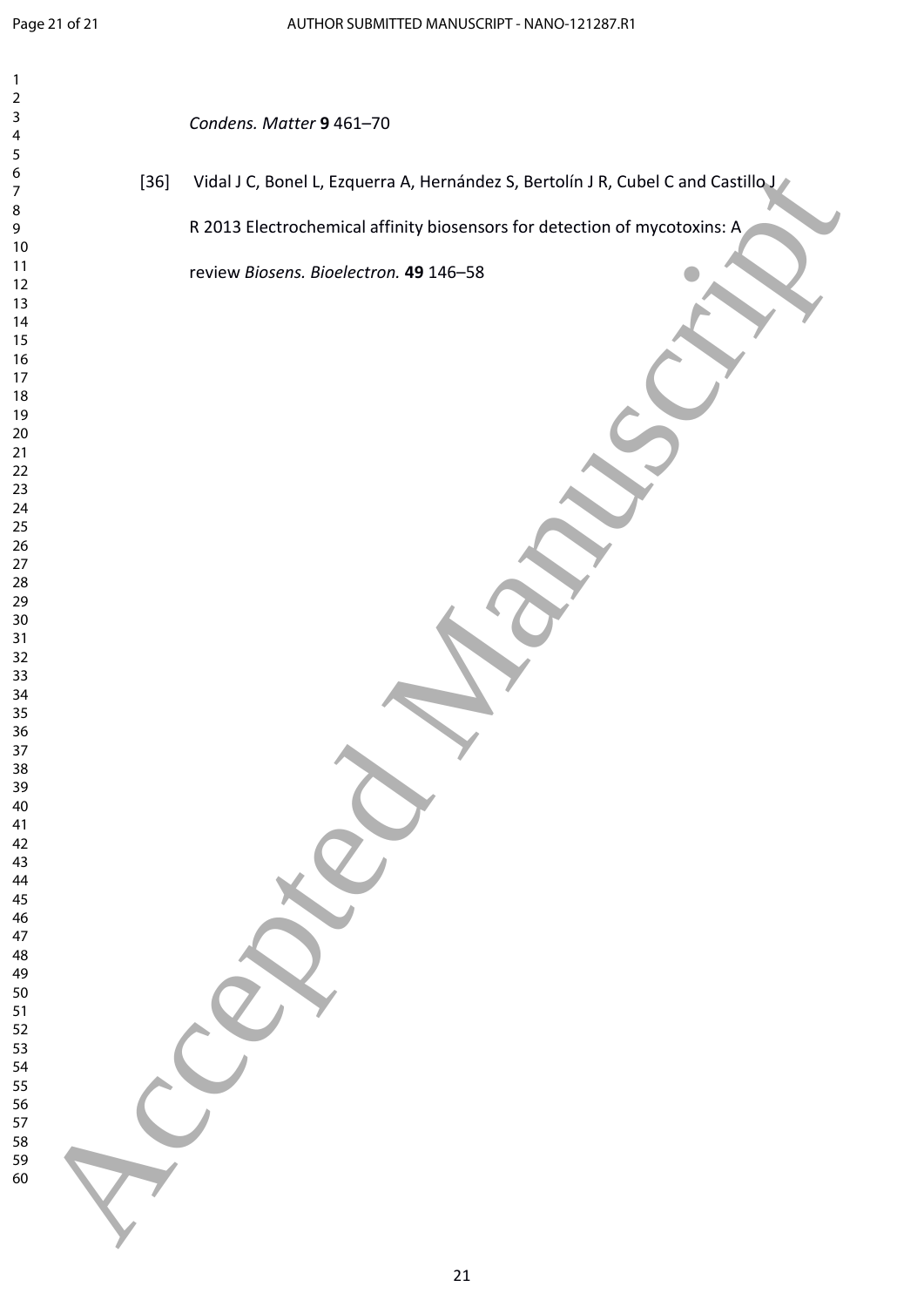*Condens. Matter* **9** 461–70

[36] Vidal J C, Bonel L, Ezquerra A, Hernández S, Bertolín J R, Cubel C and Castillo J R 2013 Electrochemical affinity biosensors for detection of mycotoxins: A review *Biosens. Bioelectron.* **49** 146–58